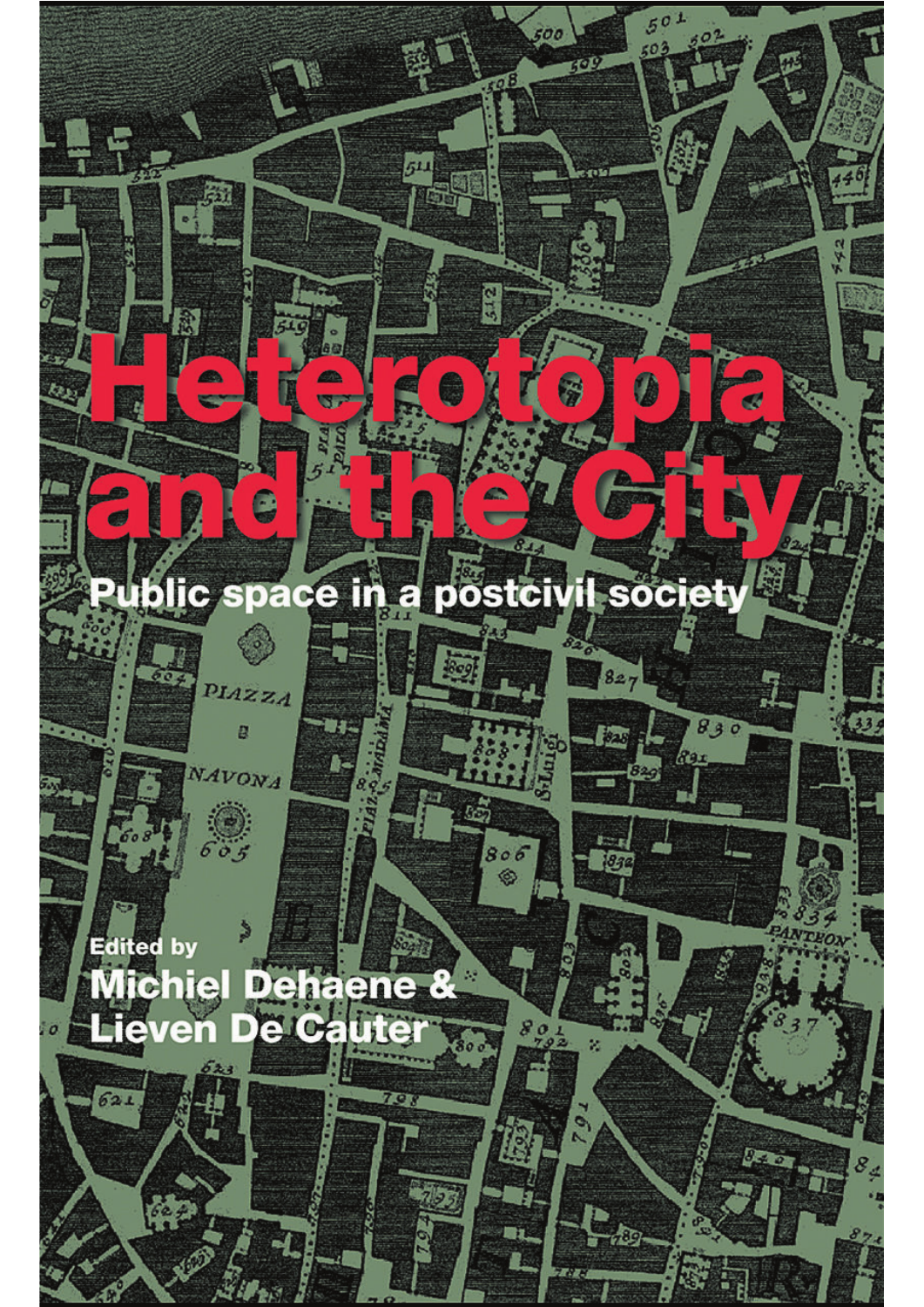# Heterotopia and the City

## Public space in a postcivil society

Edited by

**Michiel Dehaene & Lieven De Cauter**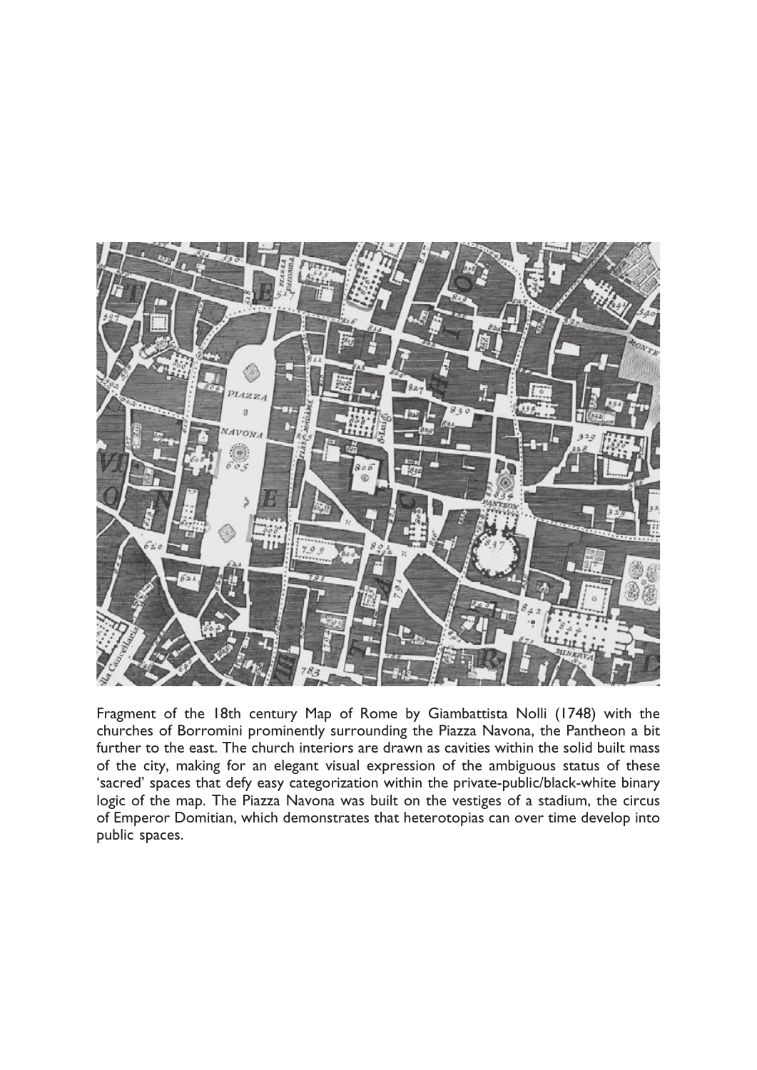Fragment of the 18th century Map of Rome by Giambattista Nolli (1748) with the churches of Borromini prominently surrounding the Piazza Navona, the Pantheon a bit further to the east. The church interiors are drawn as cavities within the solid built mass of the city, making for an elegant visual expression of the ambiguous status of these 'sacred' spaces that defy easy categorization within the private-public/black-white binary logic of the map. The Piazza Navona was built on the vestiges of a stadium, the circus of Emperor Domitian, which demonstrates that heterotopias can over time develop into public spaces.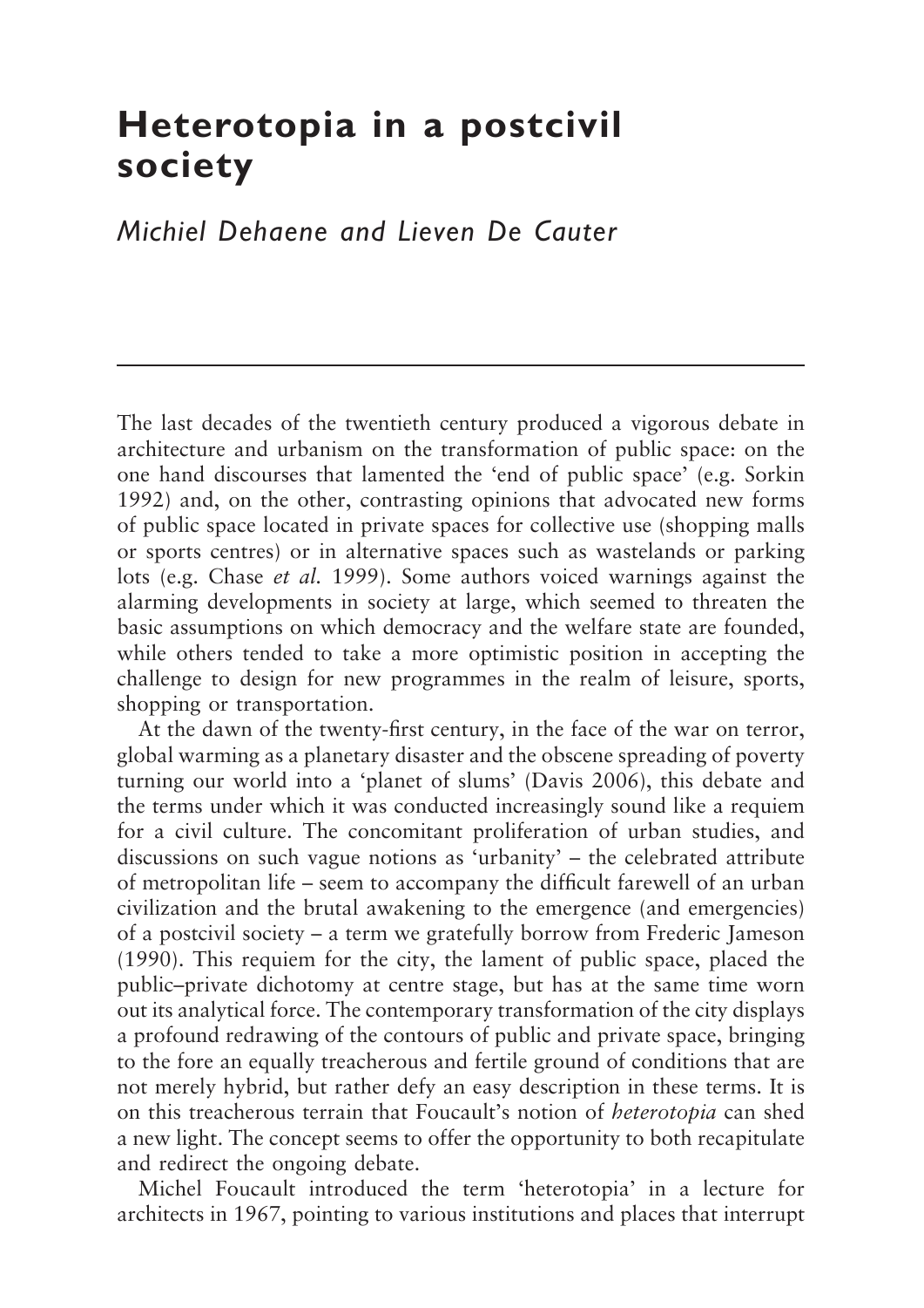# Heterotopia in a postcivil society

*Michiel Dehaene and Lieven De Cauter*

---

The last decades of the twentieth century produced a vigorous debate in architecture and urbanism on the transformation of public space: on the one hand discourses that lamented the 'end of public space' (e.g. Sorkin 1992) and, on the other, contrasting opinions that advocated new forms of public space located in private spaces for collective use (shopping malls or sports centres) or in alternative spaces such as wastelands or parking lots (e.g. Chase *et al.* 1999). Some authors voiced warnings against the alarming developments in society at large, which seemed to threaten the basic assumptions on which democracy and the welfare state are founded, while others tended to take a more optimistic position in accepting the challenge to design for new programmes in the realm of leisure, sports, shopping or transportation.

At the dawn of the twenty-first century, in the face of the war on terror, global warming as a planetary disaster and the obscene spreading of poverty turning our world into a 'planet of slums' (Davis 2006), this debate and the terms under which it was conducted increasingly sound like a requiem for a civil culture. The concomitant proliferation of urban studies, and discussions on such vague notions as 'urbanity' – the celebrated attribute of metropolitan life – seem to accompany the difficult farewell of an urban civilization and the brutal awakening to the emergence (and emergencies) of a postcivil society – a term we gratefully borrow from Frederic Jameson (1990). This requiem for the city, the lament of public space, placed the public–private dichotomy at centre stage, but has at the same time worn out its analytical force. The contemporary transformation of the city displays a profound redrawing of the contours of public and private space, bringing to the fore an equally treacherous and fertile ground of conditions that are not merely hybrid, but rather defy an easy description in these terms. It is on this treacherous terrain that Foucault's notion of *heterotopia* can shed a new light. The concept seems to offer the opportunity to both recapitulate and redirect the ongoing debate.

Michel Foucault introduced the term 'heterotopia' in a lecture for architects in 1967, pointing to various institutions and places that interrupt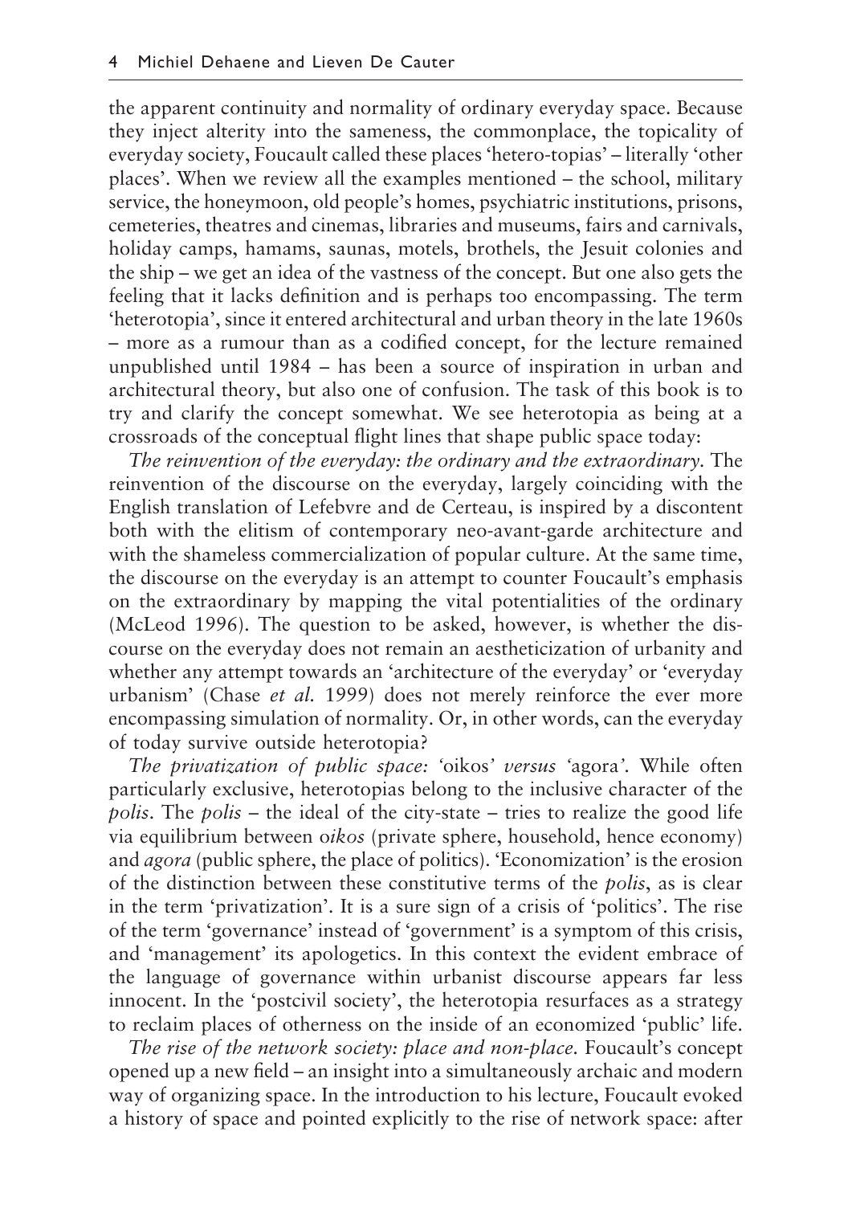the apparent continuity and normality of ordinary everyday space. Because they inject alterity into the sameness, the commonplace, the topicality of everyday society, Foucault called these places 'hetero-topias' – literally 'other places'. When we review all the examples mentioned – the school, military service, the honeymoon, old people's homes, psychiatric institutions, prisons, cemeteries, theatres and cinemas, libraries and museums, fairs and carnivals, holiday camps, hamams, saunas, motels, brothels, the Jesuit colonies and the ship – we get an idea of the vastness of the concept. But one also gets the feeling that it lacks definition and is perhaps too encompassing. The term 'heterotopia', since it entered architectural and urban theory in the late 1960s – more as a rumour than as a codified concept, for the lecture remained unpublished until 1984 – has been a source of inspiration in urban and architectural theory, but also one of confusion. The task of this book is to try and clarify the concept somewhat. We see heterotopia as being at a crossroads of the conceptual flight lines that shape public space today:

*The reinvention of the everyday: the ordinary and the extraordinary.* The reinvention of the discourse on the everyday, largely coinciding with the English translation of Lefebvre and de Certeau, is inspired by a discontent both with the elitism of contemporary neo-avant-garde architecture and with the shameless commercialization of popular culture. At the same time, the discourse on the everyday is an attempt to counter Foucault's emphasis on the extraordinary by mapping the vital potentialities of the ordinary (McLeod 1996). The question to be asked, however, is whether the discourse on the everyday does not remain an aestheticization of urbanity and whether any attempt towards an 'architecture of the everyday' or 'everyday urbanism' (Chase *et al.* 1999) does not merely reinforce the ever more encompassing simulation of normality. Or, in other words, can the everyday of today survive outside heterotopia?

*The privatization of public space: '*oikos*' versus '*agora*'.* While often particularly exclusive, heterotopias belong to the inclusive character of the *polis*. The *polis* – the ideal of the city-state – tries to realize the good life via equilibrium between *oikos* (private sphere, household, hence economy) and *agora* (public sphere, the place of politics). 'Economization' is the erosion of the distinction between these constitutive terms of the *polis*, as is clear in the term 'privatization'. It is a sure sign of a crisis of 'politics'. The rise of the term 'governance' instead of 'government' is a symptom of this crisis, and 'management' its apologetics. In this context the evident embrace of the language of governance within urbanist discourse appears far less innocent. In the 'postcivil society', the heterotopia resurfaces as a strategy to reclaim places of otherness on the inside of an economized 'public' life.

*The rise of the network society: place and non-place.* Foucault's concept opened up a new field – an insight into a simultaneously archaic and modern way of organizing space. In the introduction to his lecture, Foucault evoked a history of space and pointed explicitly to the rise of network space: after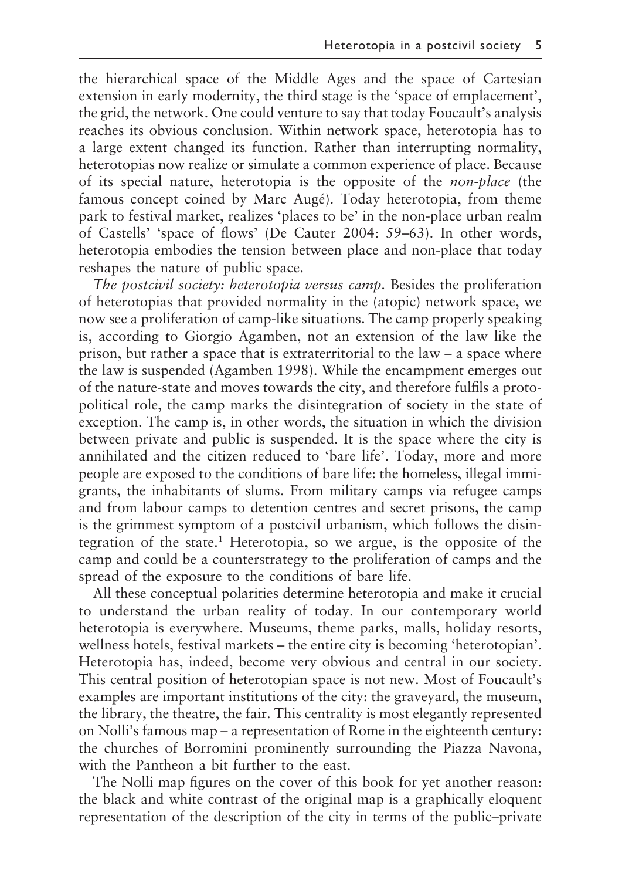the hierarchical space of the Middle Ages and the space of Cartesian extension in early modernity, the third stage is the 'space of emplacement', the grid, the network. One could venture to say that today Foucault's analysis reaches its obvious conclusion. Within network space, heterotopia has to a large extent changed its function. Rather than interrupting normality, heterotopias now realize or simulate a common experience of place. Because of its special nature, heterotopia is the opposite of the *non-place* (the famous concept coined by Marc Augé). Today heterotopia, from theme park to festival market, realizes 'places to be' in the non-place urban realm of Castells' 'space of flows' (De Cauter 2004: 59–63). In other words, heterotopia embodies the tension between place and non-place that today reshapes the nature of public space.

*The postcivil society: heterotopia versus camp.* Besides the proliferation of heterotopias that provided normality in the (atopic) network space, we now see a proliferation of camp-like situations. The camp properly speaking is, according to Giorgio Agamben, not an extension of the law like the prison, but rather a space that is extraterritorial to the law – a space where the law is suspended (Agamben 1998). While the encampment emerges out of the nature-state and moves towards the city, and therefore fulfils a proto-political role, the camp marks the disintegration of society in the state of exception. The camp is, in other words, the situation in which the division between private and public is suspended. It is the space where the city is annihilated and the citizen reduced to 'bare life'. Today, more and more people are exposed to the conditions of bare life: the homeless, illegal immigrants, the inhabitants of slums. From military camps via refugee camps and from labour camps to detention centres and secret prisons, the camp is the grimmest symptom of a postcivil urbanism, which follows the disintegration of the state.[1] Heterotopia, so we argue, is the opposite of the camp and could be a counterstrategy to the proliferation of camps and the spread of the exposure to the conditions of bare life.

All these conceptual polarities determine heterotopia and make it crucial to understand the urban reality of today. In our contemporary world heterotopia is everywhere. Museums, theme parks, malls, holiday resorts, wellness hotels, festival markets – the entire city is becoming 'heterotopian'. Heterotopia has, indeed, become very obvious and central in our society. This central position of heterotopian space is not new. Most of Foucault's examples are important institutions of the city: the graveyard, the museum, the library, the theatre, the fair. This centrality is most elegantly represented on Nolli's famous map – a representation of Rome in the eighteenth century: the churches of Borromini prominently surrounding the Piazza Navona, with the Pantheon a bit further to the east.

The Nolli map figures on the cover of this book for yet another reason: the black and white contrast of the original map is a graphically eloquent representation of the description of the city in terms of the public–private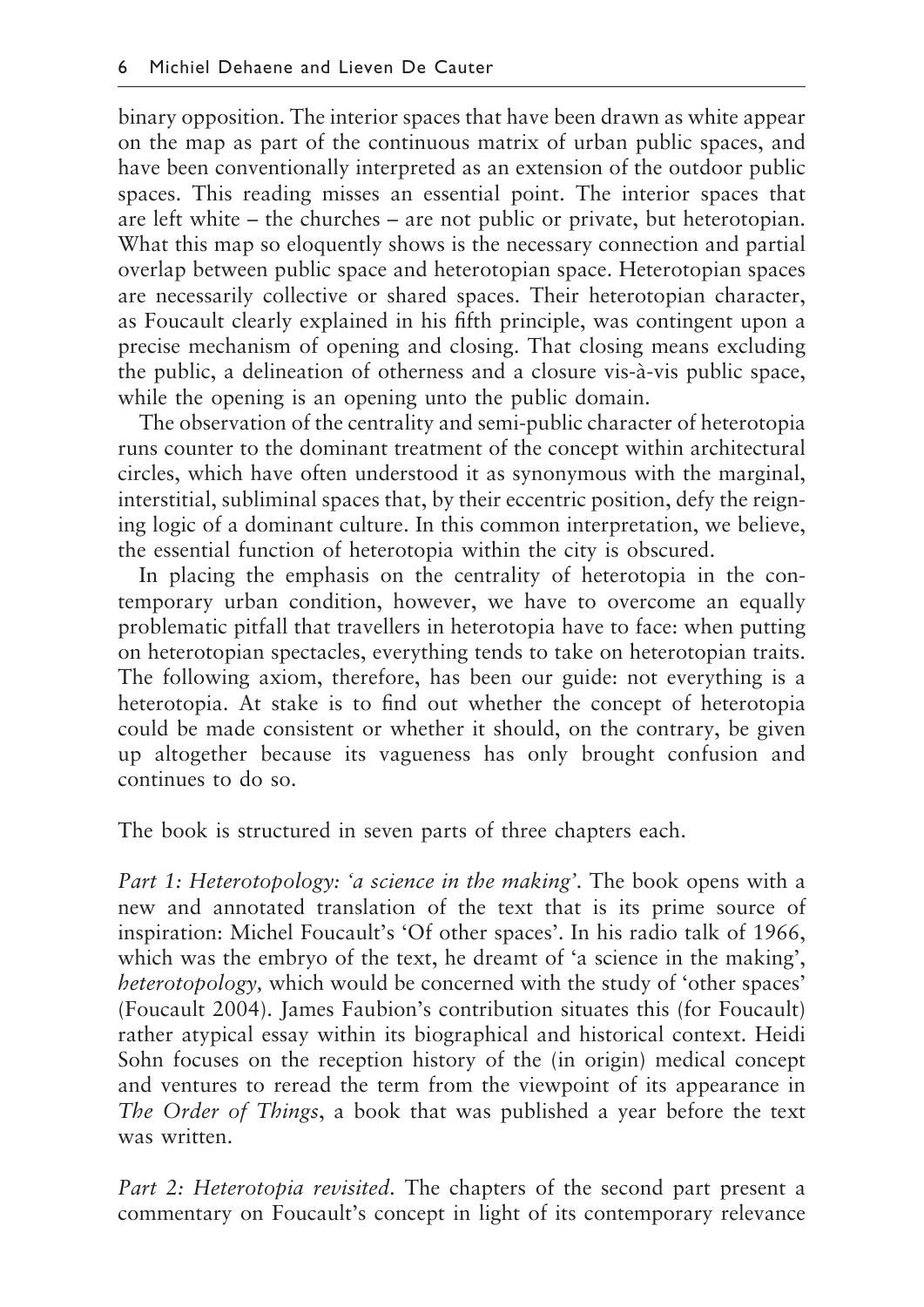binary opposition. The interior spaces that have been drawn as white appear on the map as part of the continuous matrix of urban public spaces, and have been conventionally interpreted as an extension of the outdoor public spaces. This reading misses an essential point. The interior spaces that are left white – the churches – are not public or private, but heterotopian. What this map so eloquently shows is the necessary connection and partial overlap between public space and heterotopian space. Heterotopian spaces are necessarily collective or shared spaces. Their heterotopian character, as Foucault clearly explained in his fifth principle, was contingent upon a precise mechanism of opening and closing. That closing means excluding the public, a delineation of otherness and a closure vis-à-vis public space, while the opening is an opening unto the public domain.

The observation of the centrality and semi-public character of heterotopia runs counter to the dominant treatment of the concept within architectural circles, which have often understood it as synonymous with the marginal, interstitial, subliminal spaces that, by their eccentric position, defy the reigning logic of a dominant culture. In this common interpretation, we believe, the essential function of heterotopia within the city is obscured.

In placing the emphasis on the centrality of heterotopia in the contemporary urban condition, however, we have to overcome an equally problematic pitfall that travellers in heterotopia have to face: when putting on heterotopian spectacles, everything tends to take on heterotopian traits. The following axiom, therefore, has been our guide: not everything is a heterotopia. At stake is to find out whether the concept of heterotopia could be made consistent or whether it should, on the contrary, be given up altogether because its vagueness has only brought confusion and continues to do so.

The book is structured in seven parts of three chapters each.

*Part 1: Heterotopology: 'a science in the making'.* The book opens with a new and annotated translation of the text that is its prime source of inspiration: Michel Foucault's 'Of other spaces'. In his radio talk of 1966, which was the embryo of the text, he dreamt of 'a science in the making', *heterotopology,* which would be concerned with the study of 'other spaces' (Foucault 2004). James Faubion's contribution situates this (for Foucault) rather atypical essay within its biographical and historical context. Heidi Sohn focuses on the reception history of the (in origin) medical concept and ventures to reread the term from the viewpoint of its appearance in *The Order of Things*, a book that was published a year before the text was written.

*Part 2: Heterotopia revisited.* The chapters of the second part present a commentary on Foucault's concept in light of its contemporary relevance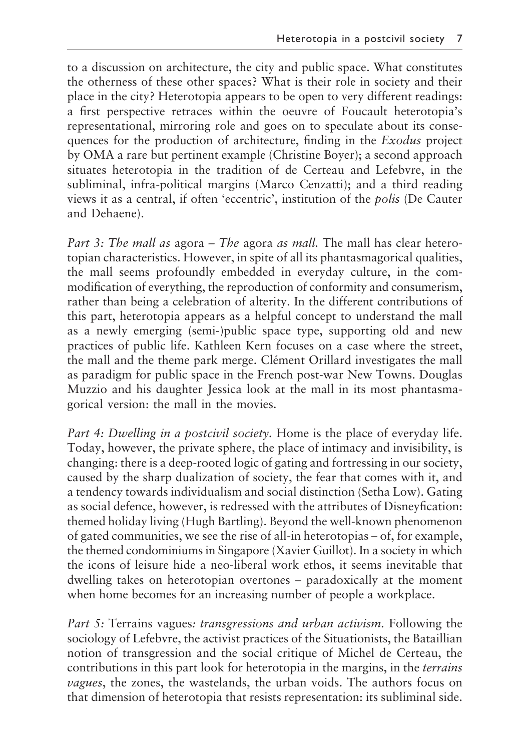to a discussion on architecture, the city and public space. What constitutes the otherness of these other spaces? What is their role in society and their place in the city? Heterotopia appears to be open to very different readings: a first perspective retraces within the oeuvre of Foucault heterotopia's representational, mirroring role and goes on to speculate about its consequences for the production of architecture, finding in the *Exodus* project by OMA a rare but pertinent example (Christine Boyer); a second approach situates heterotopia in the tradition of de Certeau and Lefebvre, in the subliminal, infra-political margins (Marco Cenzatti); and a third reading views it as a central, if often 'eccentric', institution of the *polis* (De Cauter and Dehaene).

*Part 3: The mall as* agora *– The* agora *as mall.* The mall has clear heterotopian characteristics. However, in spite of all its phantasmagorical qualities, the mall seems profoundly embedded in everyday culture, in the commodification of everything, the reproduction of conformity and consumerism, rather than being a celebration of alterity. In the different contributions of this part, heterotopia appears as a helpful concept to understand the mall as a newly emerging (semi-)public space type, supporting old and new practices of public life. Kathleen Kern focuses on a case where the street, the mall and the theme park merge. Clément Orillard investigates the mall as paradigm for public space in the French post-war New Towns. Douglas Muzzio and his daughter Jessica look at the mall in its most phantasmagorical version: the mall in the movies.

*Part 4: Dwelling in a postcivil society.* Home is the place of everyday life. Today, however, the private sphere, the place of intimacy and invisibility, is changing: there is a deep-rooted logic of gating and fortressing in our society, caused by the sharp dualization of society, the fear that comes with it, and a tendency towards individualism and social distinction (Setha Low). Gating as social defence, however, is redressed with the attributes of Disneyfication: themed holiday living (Hugh Bartling). Beyond the well-known phenomenon of gated communities, we see the rise of all-in heterotopias – of, for example, the themed condominiums in Singapore (Xavier Guillot). In a society in which the icons of leisure hide a neo-liberal work ethos, it seems inevitable that dwelling takes on heterotopian overtones – paradoxically at the moment when home becomes for an increasing number of people a workplace.

*Part 5:* Terrains vagues*: transgressions and urban activism.* Following the sociology of Lefebvre, the activist practices of the Situationists, the Bataillian notion of transgression and the social critique of Michel de Certeau, the contributions in this part look for heterotopia in the margins, in the *terrains vagues*, the zones, the wastelands, the urban voids. The authors focus on that dimension of heterotopia that resists representation: its subliminal side.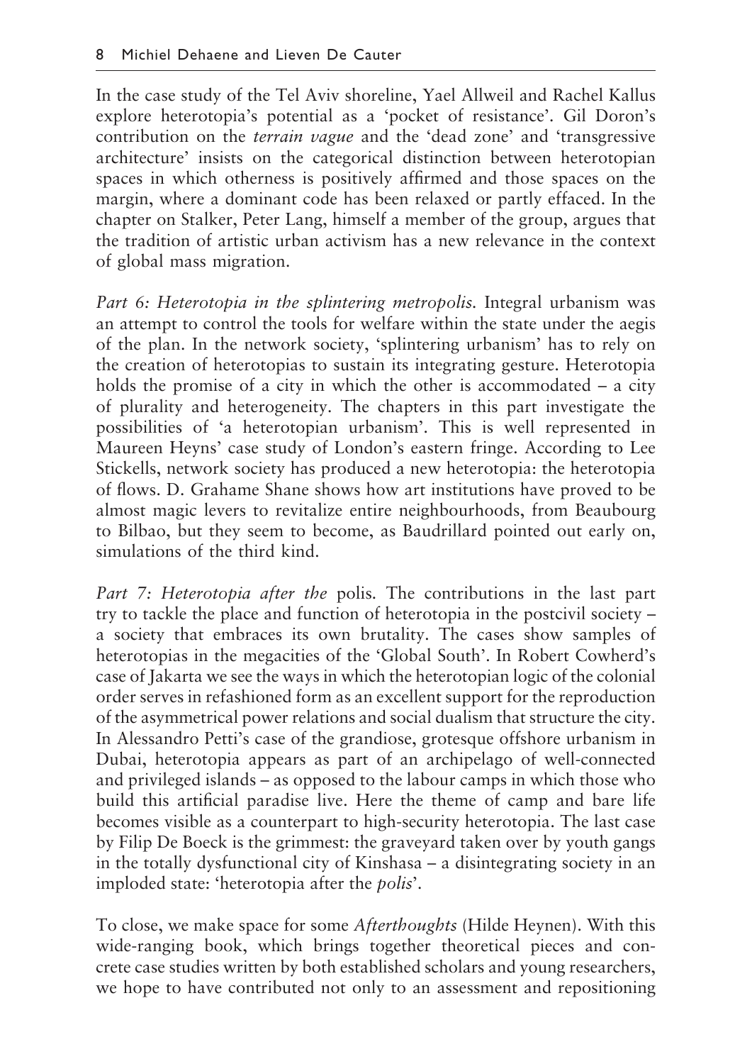In the case study of the Tel Aviv shoreline, Yael Allweil and Rachel Kallus explore heterotopia's potential as a 'pocket of resistance'. Gil Doron's contribution on the *terrain vague* and the 'dead zone' and 'transgressive architecture' insists on the categorical distinction between heterotopian spaces in which otherness is positively affirmed and those spaces on the margin, where a dominant code has been relaxed or partly effaced. In the chapter on Stalker, Peter Lang, himself a member of the group, argues that the tradition of artistic urban activism has a new relevance in the context of global mass migration.

*Part 6: Heterotopia in the splintering metropolis.* Integral urbanism was an attempt to control the tools for welfare within the state under the aegis of the plan. In the network society, 'splintering urbanism' has to rely on the creation of heterotopias to sustain its integrating gesture. Heterotopia holds the promise of a city in which the other is accommodated – a city of plurality and heterogeneity. The chapters in this part investigate the possibilities of 'a heterotopian urbanism'. This is well represented in Maureen Heyns' case study of London's eastern fringe. According to Lee Stickells, network society has produced a new heterotopia: the heterotopia of flows. D. Grahame Shane shows how art institutions have proved to be almost magic levers to revitalize entire neighbourhoods, from Beaubourg to Bilbao, but they seem to become, as Baudrillard pointed out early on, simulations of the third kind.

*Part 7: Heterotopia after the* polis. The contributions in the last part try to tackle the place and function of heterotopia in the postcivil society – a society that embraces its own brutality. The cases show samples of heterotopias in the megacities of the 'Global South'. In Robert Cowherd's case of Jakarta we see the ways in which the heterotopian logic of the colonial order serves in refashioned form as an excellent support for the reproduction of the asymmetrical power relations and social dualism that structure the city. In Alessandro Petti's case of the grandiose, grotesque offshore urbanism in Dubai, heterotopia appears as part of an archipelago of well-connected and privileged islands – as opposed to the labour camps in which those who build this artificial paradise live. Here the theme of camp and bare life becomes visible as a counterpart to high-security heterotopia. The last case by Filip De Boeck is the grimmest: the graveyard taken over by youth gangs in the totally dysfunctional city of Kinshasa – a disintegrating society in an imploded state: 'heterotopia after the *polis*'.

To close, we make space for some *Afterthoughts* (Hilde Heynen). With this wide-ranging book, which brings together theoretical pieces and concrete case studies written by both established scholars and young researchers, we hope to have contributed not only to an assessment and repositioning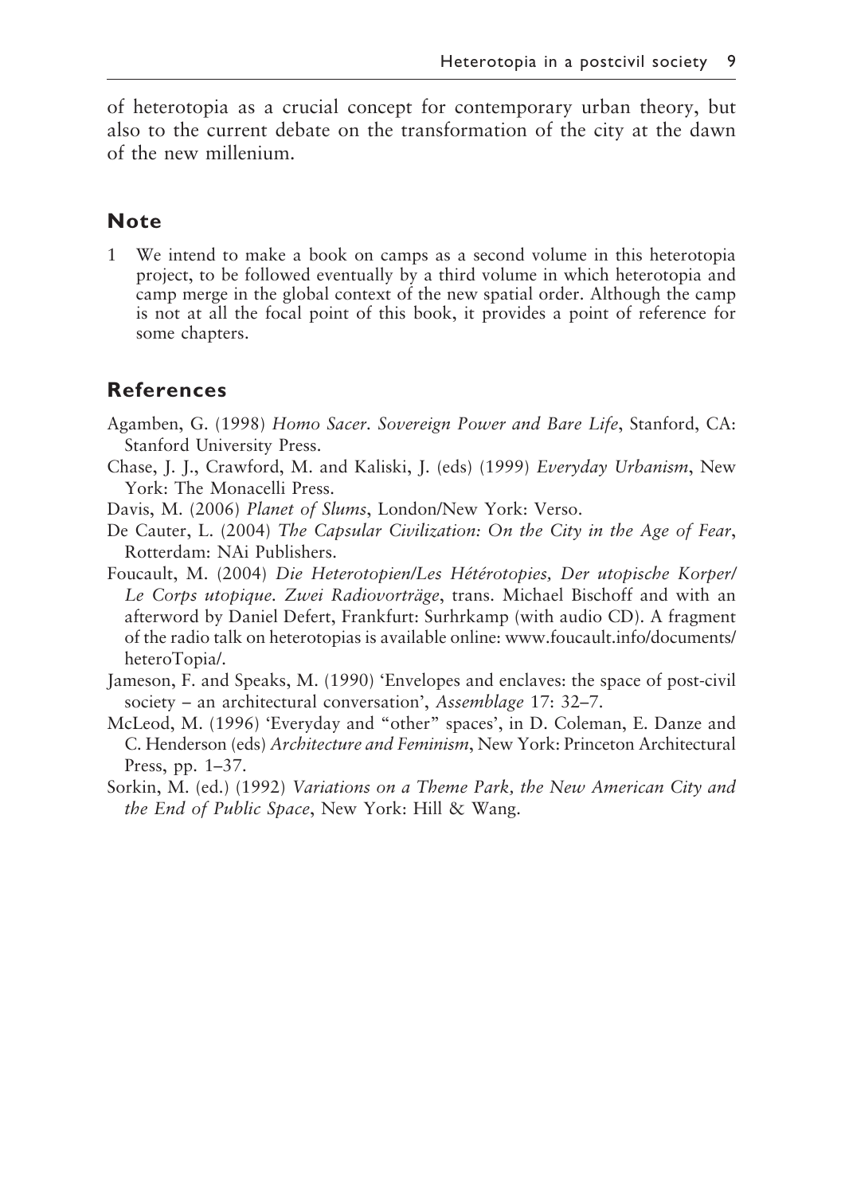of heterotopia as a crucial concept for contemporary urban theory, but also to the current debate on the transformation of the city at the dawn of the new millenium.

## Note

1 We intend to make a book on camps as a second volume in this heterotopia project, to be followed eventually by a third volume in which heterotopia and camp merge in the global context of the new spatial order. Although the camp is not at all the focal point of this book, it provides a point of reference for some chapters.

## References

Agamben, G. (1998) *Homo Sacer. Sovereign Power and Bare Life*, Stanford, CA: Stanford University Press.

Chase, J. J., Crawford, M. and Kaliski, J. (eds) (1999) *Everyday Urbanism*, New York: The Monacelli Press.

Davis, M. (2006) *Planet of Slums*, London/New York: Verso.

De Cauter, L. (2004) *The Capsular Civilization: On the City in the Age of Fear*, Rotterdam: NAi Publishers.

Foucault, M. (2004) *Die Heterotopien/Les Hétérotopies, Der utopische Korper/Le Corps utopique. Zwei Radiovorträge*, trans. Michael Bischoff and with an afterword by Daniel Defert, Frankfurt: Surhrkamp (with audio CD). A fragment of the radio talk on heterotopias is available online: www.foucault.info/documents/heteroTopia/.

Jameson, F. and Speaks, M. (1990) 'Envelopes and enclaves: the space of post-civil society – an architectural conversation', *Assemblage* 17: 32–7.

McLeod, M. (1996) 'Everyday and "other" spaces', in D. Coleman, E. Danze and C. Henderson (eds) *Architecture and Feminism*, New York: Princeton Architectural Press, pp. 1–37.

Sorkin, M. (ed.) (1992) *Variations on a Theme Park, the New American City and the End of Public Space*, New York: Hill & Wang.